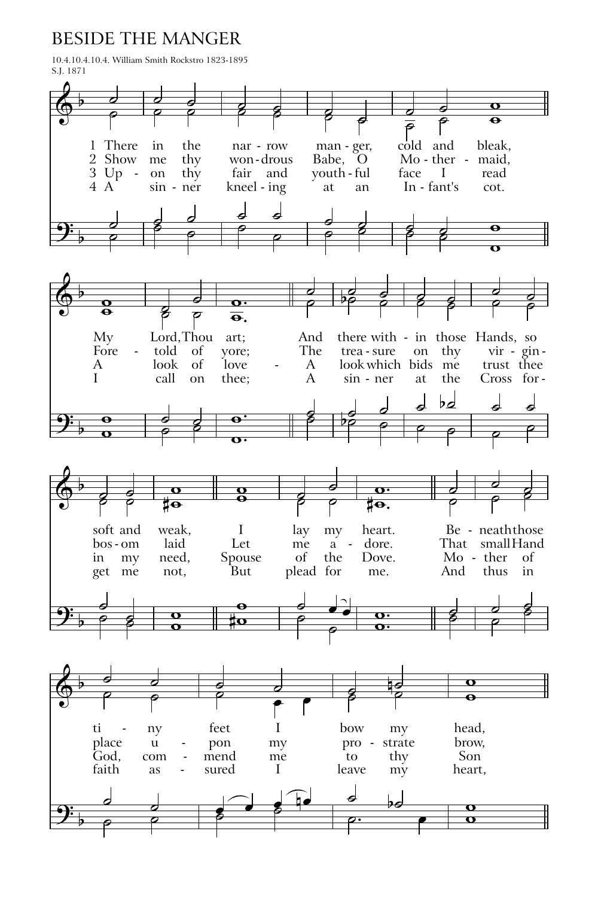# BESIDE THE MANGER

10.4.10.4.10.4. William Smith Rockstro 1823-1895
S.J. 1871

1 There in the narrow manger, cold and bleak,
My Lord, Thou art;
And there within those Hands, so soft and weak,
I lay my heart.
Beneath those tiny feet I bow my head,

2 Show me thy wondrous Babe, O Mother-maid,
Foretold of yore;
The treasure on thy virgin-bosom laid
Let me adore.
That small Hand place upon my prostrate brow,

3 Upon thy fair and youthful face I read
A look of love-
A look which bids me trust thee in my need,
Spouse of the Dove.
Mother of God, commend me to thy Son

4 A sinner kneeling at an Infant's cot.
I call on thee;
A sinner at the Cross forget me not,
But plead for me.
And thus in faith assured I leave my heart,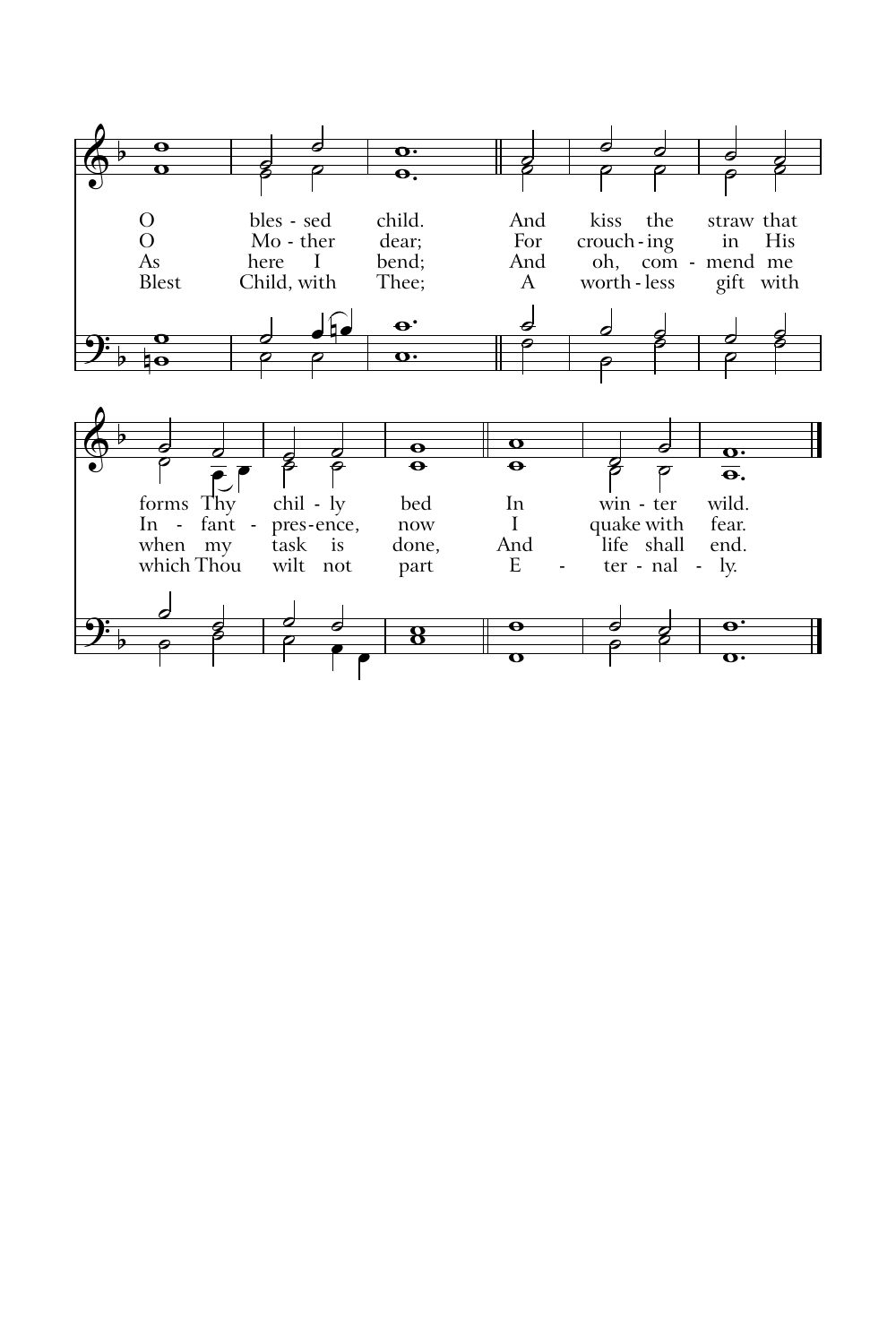O bles - sed child. And kiss the straw that
O Mo - ther dear; For crouch - ing in His
As here I bend; And oh, com - mend me
Blest Child, with Thee; A worth - less gift with

forms Thy chil - ly bed In win - ter wild.
In - fant - pres - ence, now I quake with fear.
when my task is done, And life shall end.
which Thou wilt not part E - ter - nal - ly.